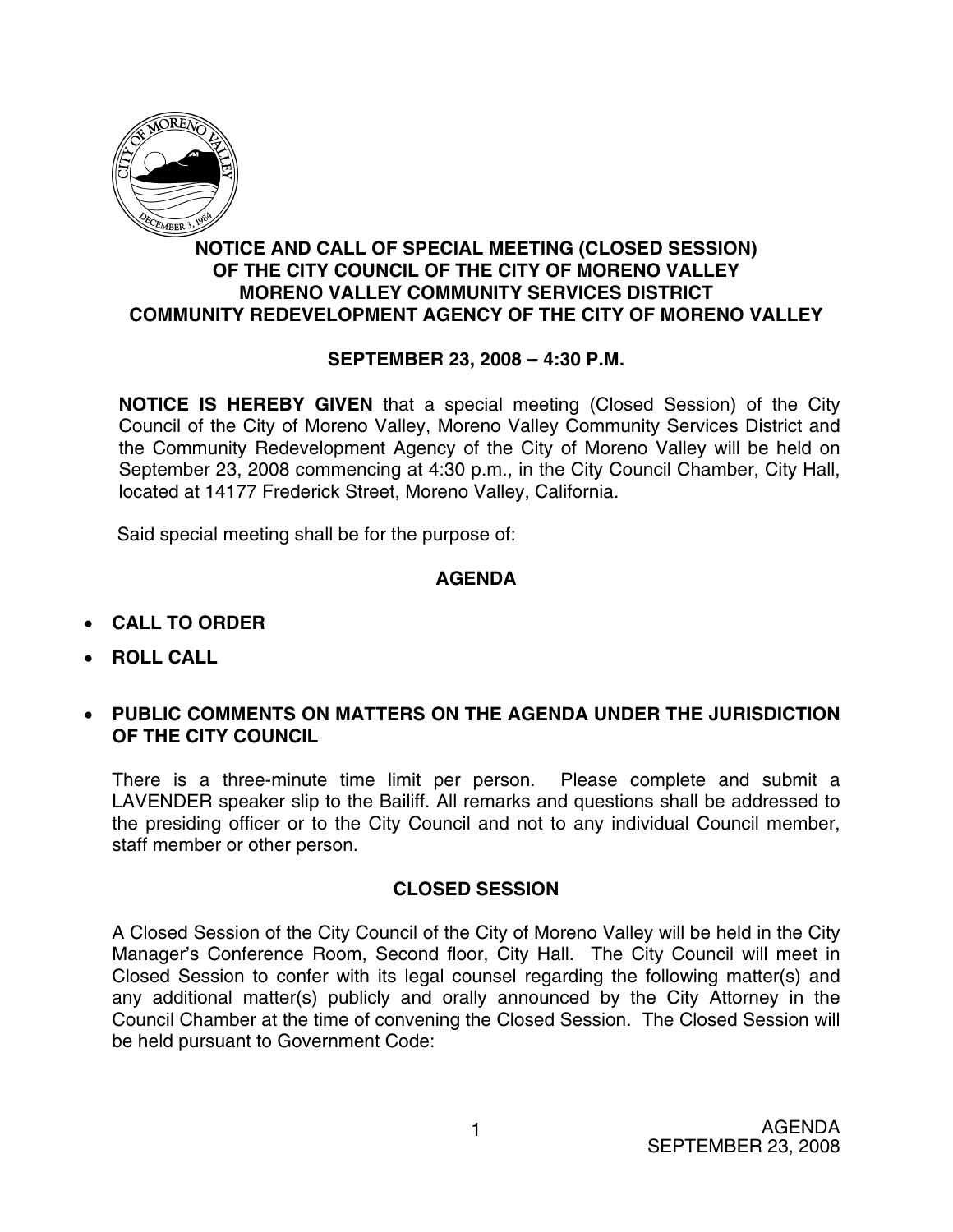**NOTICE AND CALL OF SPECIAL MEETING (CLOSED SESSION)**
**OF THE CITY COUNCIL OF THE CITY OF MORENO VALLEY**
**MORENO VALLEY COMMUNITY SERVICES DISTRICT**
**COMMUNITY REDEVELOPMENT AGENCY OF THE CITY OF MORENO VALLEY**

**SEPTEMBER 23, 2008 – 4:30 P.M.**

**NOTICE IS HEREBY GIVEN** that a special meeting (Closed Session) of the City Council of the City of Moreno Valley, Moreno Valley Community Services District and the Community Redevelopment Agency of the City of Moreno Valley will be held on September 23, 2008 commencing at 4:30 p.m., in the City Council Chamber, City Hall, located at 14177 Frederick Street, Moreno Valley, California.

Said special meeting shall be for the purpose of:

## AGENDA

- **CALL TO ORDER**
- **ROLL CALL**
- **PUBLIC COMMENTS ON MATTERS ON THE AGENDA UNDER THE JURISDICTION OF THE CITY COUNCIL**

There is a three-minute time limit per person. Please complete and submit a LAVENDER speaker slip to the Bailiff. All remarks and questions shall be addressed to the presiding officer or to the City Council and not to any individual Council member, staff member or other person.

## CLOSED SESSION

A Closed Session of the City Council of the City of Moreno Valley will be held in the City Manager's Conference Room, Second floor, City Hall. The City Council will meet in Closed Session to confer with its legal counsel regarding the following matter(s) and any additional matter(s) publicly and orally announced by the City Attorney in the Council Chamber at the time of convening the Closed Session. The Closed Session will be held pursuant to Government Code: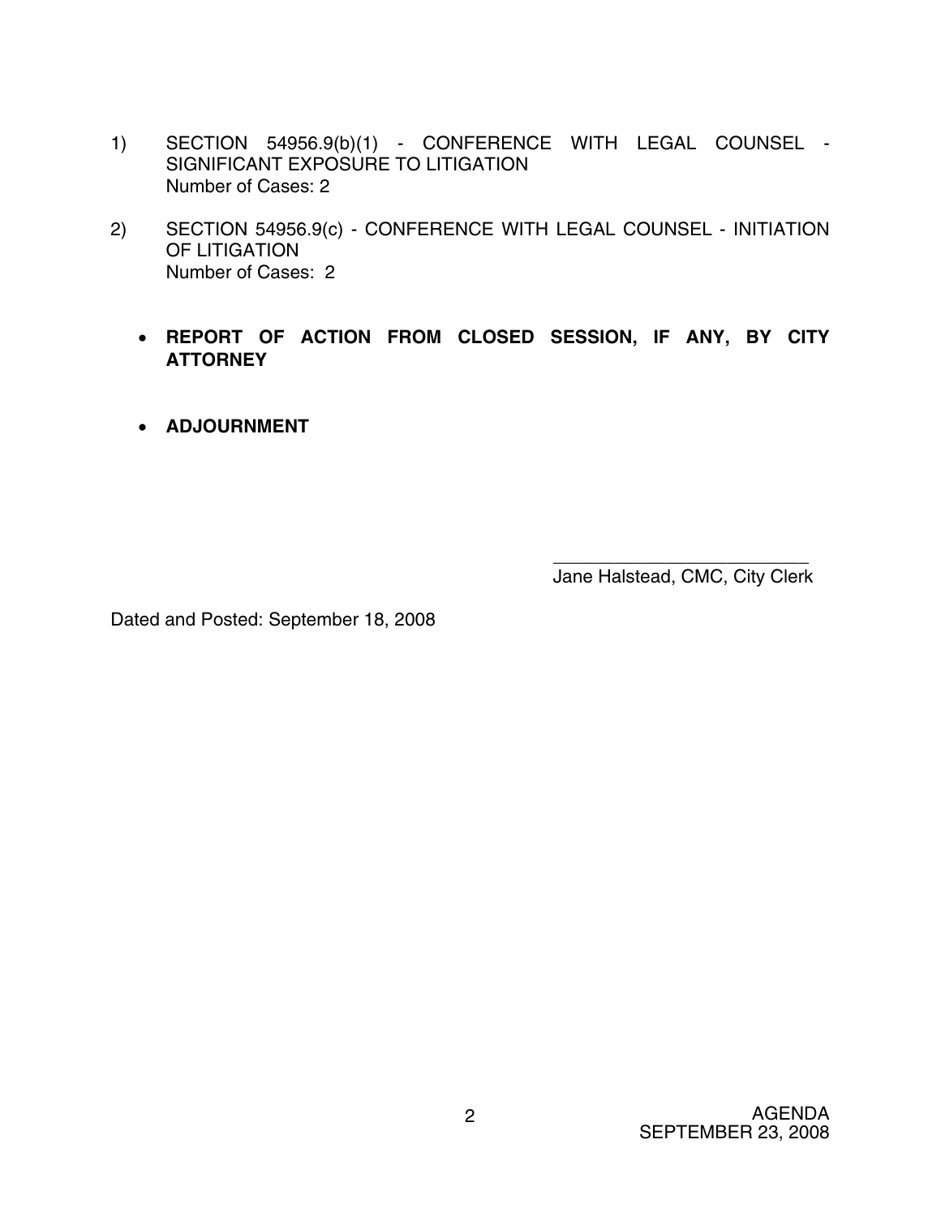1) SECTION 54956.9(b)(1) - CONFERENCE WITH LEGAL COUNSEL - SIGNIFICANT EXPOSURE TO LITIGATION
   Number of Cases: 2

2) SECTION 54956.9(c) - CONFERENCE WITH LEGAL COUNSEL - INITIATION OF LITIGATION
   Number of Cases: 2

- **REPORT OF ACTION FROM CLOSED SESSION, IF ANY, BY CITY ATTORNEY**

- **ADJOURNMENT**

\_\_\_\_\_\_\_\_\_\_\_\_\_\_\_\_\_\_\_\_\_\_\_\_\_\_
Jane Halstead, CMC, City Clerk

Dated and Posted: September 18, 2008